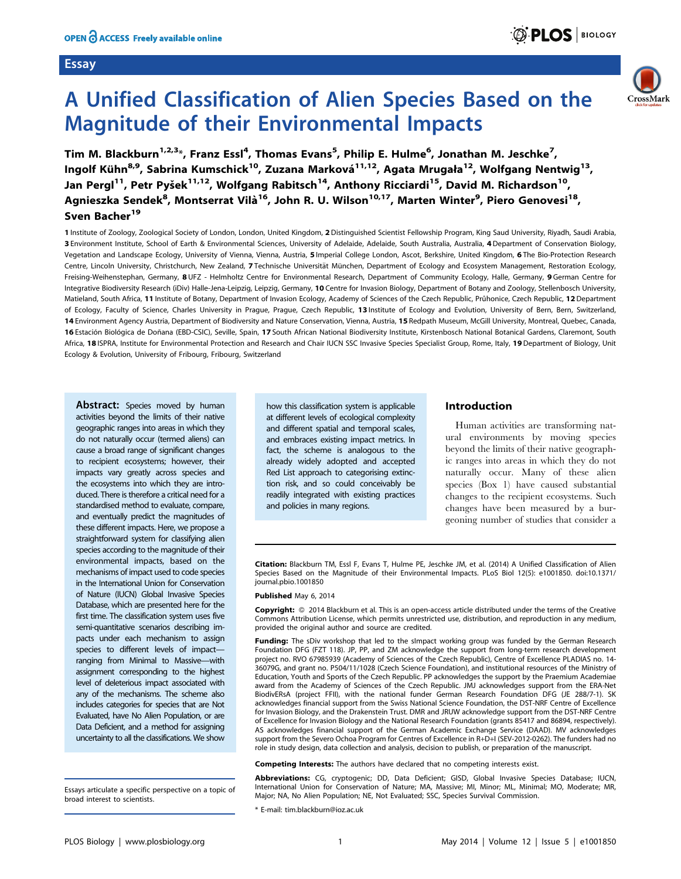Essay

# A Unified Classification of Alien Species Based on the Magnitude of their Environmental Impacts

**Tim M. Blackburn[1,2,3]*, Franz Essl[4], Thomas Evans[5], Philip E. Hulme[6], Jonathan M. Jeschke[7], Ingolf Kühn[8,9], Sabrina Kumschick[10], Zuzana Marková[11,12], Agata Mrugała[12], Wolfgang Nentwig[13], Jan Pergl[11], Petr Pyšek[11,12], Wolfgang Rabitsch[14], Anthony Ricciardi[15], David M. Richardson[10], Agnieszka Sendek[8], Montserrat Vilà[16], John R. U. Wilson[10,17], Marten Winter[9], Piero Genovesi[18], Sven Bacher[19]**

1 Institute of Zoology, Zoological Society of London, London, United Kingdom, 2 Distinguished Scientist Fellowship Program, King Saud University, Riyadh, Saudi Arabia, 3 Environment Institute, School of Earth & Environmental Sciences, University of Adelaide, Adelaide, South Australia, Australia, 4 Department of Conservation Biology, Vegetation and Landscape Ecology, University of Vienna, Vienna, Austria, 5 Imperial College London, Ascot, Berkshire, United Kingdom, 6 The Bio-Protection Research Centre, Lincoln University, Christchurch, New Zealand, 7 Technische Universität München, Department of Ecology and Ecosystem Management, Restoration Ecology, Freising-Weihenstephan, Germany, 8 UFZ - Helmholtz Centre for Environmental Research, Department of Community Ecology, Halle, Germany, 9 German Centre for Integrative Biodiversity Research (iDiv) Halle-Jena-Leipzig, Leipzig, Germany, 10 Centre for Invasion Biology, Department of Botany and Zoology, Stellenbosch University, Matieland, South Africa, 11 Institute of Botany, Department of Invasion Ecology, Academy of Sciences of the Czech Republic, Průhonice, Czech Republic, 12 Department of Ecology, Faculty of Science, Charles University in Prague, Prague, Czech Republic, 13 Institute of Ecology and Evolution, University of Bern, Bern, Switzerland, 14 Environment Agency Austria, Department of Biodiversity and Nature Conservation, Vienna, Austria, 15 Redpath Museum, McGill University, Montreal, Quebec, Canada, 16 Estación Biológica de Doñana (EBD-CSIC), Seville, Spain, 17 South African National Biodiversity Institute, Kirstenbosch National Botanical Gardens, Claremont, South Africa, 18 ISPRA, Institute for Environmental Protection and Research and Chair IUCN SSC Invasive Species Specialist Group, Rome, Italy, 19 Department of Biology, Unit Ecology & Evolution, University of Fribourg, Fribourg, Switzerland

**Abstract:** Species moved by human activities beyond the limits of their native geographic ranges into areas in which they do not naturally occur (termed aliens) can cause a broad range of significant changes to recipient ecosystems; however, their impacts vary greatly across species and the ecosystems into which they are introduced. There is therefore a critical need for a standardised method to evaluate, compare, and eventually predict the magnitudes of these different impacts. Here, we propose a straightforward system for classifying alien species according to the magnitude of their environmental impacts, based on the mechanisms of impact used to code species in the International Union for Conservation of Nature (IUCN) Global Invasive Species Database, which are presented here for the first time. The classification system uses five semi-quantitative scenarios describing impacts under each mechanism to assign species to different levels of impact—ranging from Minimal to Massive—with assignment corresponding to the highest level of deleterious impact associated with any of the mechanisms. The scheme also includes categories for species that are Not Evaluated, have No Alien Population, or are Data Deficient, and a method for assigning uncertainty to all the classifications. We show how this classification system is applicable at different levels of ecological complexity and different spatial and temporal scales, and embraces existing impact metrics. In fact, the scheme is analogous to the already widely adopted and accepted Red List approach to categorising extinction risk, and so could conceivably be readily integrated with existing practices and policies in many regions.

Essays articulate a specific perspective on a topic of broad interest to scientists.

## Introduction

Human activities are transforming natural environments by moving species beyond the limits of their native geographic ranges into areas in which they do not naturally occur. Many of these alien species (Box 1) have caused substantial changes to the recipient ecosystems. Such changes have been measured by a burgeoning number of studies that consider a

**Citation:** Blackburn TM, Essl F, Evans T, Hulme PE, Jeschke JM, et al. (2014) A Unified Classification of Alien Species Based on the Magnitude of their Environmental Impacts. PLoS Biol 12(5): e1001850. doi:10.1371/journal.pbio.1001850

**Published** May 6, 2014

**Copyright:** © 2014 Blackburn et al. This is an open-access article distributed under the terms of the Creative Commons Attribution License, which permits unrestricted use, distribution, and reproduction in any medium, provided the original author and source are credited.

**Funding:** The sDiv workshop that led to the sImpact working group was funded by the German Research Foundation DFG (FZT 118). JP, PP, and ZM acknowledge the support from long-term research development project no. RVO 67985939 (Academy of Sciences of the Czech Republic), Centre of Excellence PLADIAS no. 14-36079G, and grant no. P504/11/1028 (Czech Science Foundation), and institutional resources of the Ministry of Education, Youth and Sports of the Czech Republic. PP acknowledges the support by the Praemium Academiae award from the Academy of Sciences of the Czech Republic. JMJ acknowledges support from the ERA-Net BiodivERsA (project FFII), with the national funder German Research Foundation DFG (JE 288/7-1). SK acknowledges financial support from the Swiss National Science Foundation, the DST-NRF Centre of Excellence for Invasion Biology, and the Drakenstein Trust. DMR and JRUW acknowledge support from the DST-NRF Centre of Excellence for Invasion Biology and the National Research Foundation (grants 85417 and 86894, respectively). AS acknowledges financial support of the German Academic Exchange Service (DAAD). MV acknowledges support from the Severo Ochoa Program for Centres of Excellence in R+D+I (SEV-2012-0262). The funders had no role in study design, data collection and analysis, decision to publish, or preparation of the manuscript.

**Competing Interests:** The authors have declared that no competing interests exist.

**Abbreviations:** CG, cryptogenic; DD, Data Deficient; GISD, Global Invasive Species Database; IUCN, International Union for Conservation of Nature; MA, Massive; MI, Minor; ML, Minimal; MO, Moderate; MR, Major; NA, No Alien Population; NE, Not Evaluated; SSC, Species Survival Commission.

* E-mail: tim.blackburn@ioz.ac.uk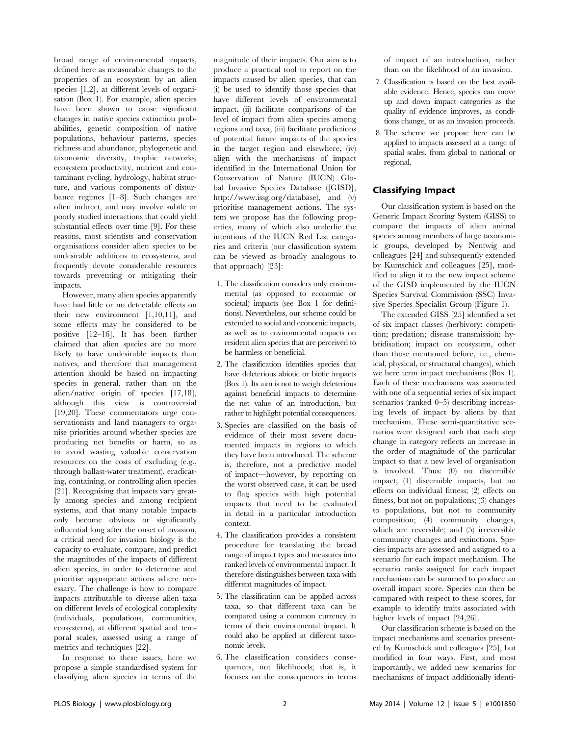broad range of environmental impacts, defined here as measurable changes to the properties of an ecosystem by an alien species [1,2], at different levels of organisation (Box 1). For example, alien species have been shown to cause significant changes in native species extinction probabilities, genetic composition of native populations, behaviour patterns, species richness and abundance, phylogenetic and taxonomic diversity, trophic networks, ecosystem productivity, nutrient and contaminant cycling, hydrology, habitat structure, and various components of disturbance regimes [1–8]. Such changes are often indirect, and may involve subtle or poorly studied interactions that could yield substantial effects over time [9]. For these reasons, most scientists and conservation organisations consider alien species to be undesirable additions to ecosystems, and frequently devote considerable resources towards preventing or mitigating their impacts.

However, many alien species apparently have had little or no detectable effects on their new environment [1,10,11], and some effects may be considered to be positive [12–16]. It has been further claimed that alien species are no more likely to have undesirable impacts than natives, and therefore that management attention should be based on impacting species in general, rather than on the alien/native origin of species [17,18], although this view is controversial [19,20]. These commentators urge conservationists and land managers to organise priorities around whether species are producing net benefits or harm, so as to avoid wasting valuable conservation resources on the costs of excluding (e.g., through ballast-water treatment), eradicating, containing, or controlling alien species [21]. Recognising that impacts vary greatly among species and among recipient systems, and that many notable impacts only become obvious or significantly influential long after the onset of invasion, a critical need for invasion biology is the capacity to evaluate, compare, and predict the magnitudes of the impacts of different alien species, in order to determine and prioritise appropriate actions where necessary. The challenge is how to compare impacts attributable to diverse alien taxa on different levels of ecological complexity (individuals, populations, communities, ecosystems), at different spatial and temporal scales, assessed using a range of metrics and techniques [22].

In response to these issues, here we propose a simple standardised system for classifying alien species in terms of the magnitude of their impacts. Our aim is to produce a practical tool to report on the impacts caused by alien species, that can (i) be used to identify those species that have different levels of environmental impact, (ii) facilitate comparisons of the level of impact from alien species among regions and taxa, (iii) facilitate predictions of potential future impacts of the species in the target region and elsewhere, (iv) align with the mechanisms of impact identified in the International Union for Conservation of Nature (IUCN) Global Invasive Species Database ([GISD]; http://www.issg.org/database), and (v) prioritise management actions. The system we propose has the following properties, many of which also underlie the intentions of the IUCN Red List categories and criteria (our classification system can be viewed as broadly analogous to that approach) [23]:

1. The classification considers only environmental (as opposed to economic or societal) impacts (see Box 1 for definitions). Nevertheless, our scheme could be extended to social and economic impacts, as well as to environmental impacts on resident alien species that are perceived to be harmless or beneficial.
2. The classification identifies species that have deleterious abiotic or biotic impacts (Box 1). Its aim is not to weigh deleterious against beneficial impacts to determine the net value of an introduction, but rather to highlight potential consequences.
3. Species are classified on the basis of evidence of their most severe documented impacts in regions to which they have been introduced. The scheme is, therefore, not a predictive model of impact—however, by reporting on the worst observed case, it can be used to flag species with high potential impacts that need to be evaluated in detail in a particular introduction context.
4. The classification provides a consistent procedure for translating the broad range of impact types and measures into ranked levels of environmental impact. It therefore distinguishes between taxa with different magnitudes of impact.
5. The classification can be applied across taxa, so that different taxa can be compared using a common currency in terms of their environmental impact. It could also be applied at different taxonomic levels.
6. The classification considers consequences, not likelihoods; that is, it focuses on the consequences in terms of impact of an introduction, rather than on the likelihood of an invasion.
7. Classification is based on the best available evidence. Hence, species can move up and down impact categories as the quality of evidence improves, as conditions change, or as an invasion proceeds.
8. The scheme we propose here can be applied to impacts assessed at a range of spatial scales, from global to national or regional.

## Classifying Impact

Our classification system is based on the Generic Impact Scoring System (GISS) to compare the impacts of alien animal species among members of large taxonomic groups, developed by Nentwig and colleagues [24] and subsequently extended by Kumschick and colleagues [25], modified to align it to the new impact scheme of the GISD implemented by the IUCN Species Survival Commission (SSC) Invasive Species Specialist Group (Figure 1).

The extended GISS [25] identified a set of six impact classes (herbivory; competition; predation; disease transmission; hybridisation; impact on ecosystem, other than those mentioned before, i.e., chemical, physical, or structural changes), which we here term impact mechanisms (Box 1). Each of these mechanisms was associated with one of a sequential series of six impact scenarios (ranked 0–5) describing increasing levels of impact by aliens by that mechanism. These semi-quantitative scenarios were designed such that each step change in category reflects an increase in the order of magnitude of the particular impact so that a new level of organisation is involved. Thus: (0) no discernible impact; (1) discernible impacts, but no effects on individual fitness; (2) effects on fitness, but not on populations; (3) changes to populations, but not to community composition; (4) community changes, which are reversible; and (5) irreversible community changes and extinctions. Species impacts are assessed and assigned to a scenario for each impact mechanism. The scenario ranks assigned for each impact mechanism can be summed to produce an overall impact score. Species can then be compared with respect to these scores, for example to identify traits associated with higher levels of impact [24,26].

Our classification scheme is based on the impact mechanisms and scenarios presented by Kumschick and colleagues [25], but modified in four ways. First, and most importantly, we added new scenarios for mechanisms of impact additionally identi-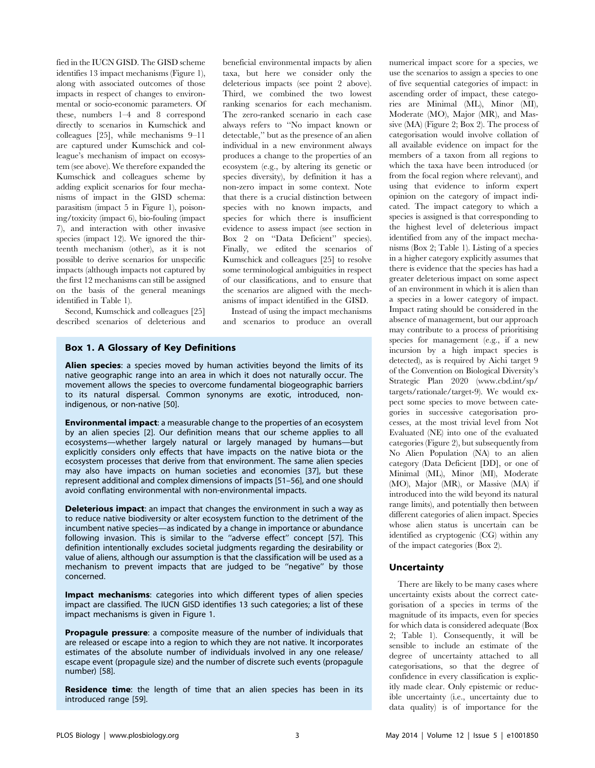fied in the IUCN GISD. The GISD scheme identifies 13 impact mechanisms (Figure 1), along with associated outcomes of those impacts in respect of changes to environmental or socio-economic parameters. Of these, numbers 1–4 and 8 correspond directly to scenarios in Kumschick and colleagues [25], while mechanisms 9–11 are captured under Kumschick and colleague's mechanism of impact on ecosystem (see above). We therefore expanded the Kumschick and colleagues scheme by adding explicit scenarios for four mechanisms of impact in the GISD schema: parasitism (impact 5 in Figure 1), poisoning/toxicity (impact 6), bio-fouling (impact 7), and interaction with other invasive species (impact 12). We ignored the thirteenth mechanism (other), as it is not possible to derive scenarios for unspecific impacts (although impacts not captured by the first 12 mechanisms can still be assigned on the basis of the general meanings identified in Table 1).

Second, Kumschick and colleagues [25] described scenarios of deleterious and beneficial environmental impacts by alien taxa, but here we consider only the deleterious impacts (see point 2 above). Third, we combined the two lowest ranking scenarios for each mechanism. The zero-ranked scenario in each case always refers to "No impact known or detectable," but as the presence of an alien individual in a new environment always produces a change to the properties of an ecosystem (e.g., by altering its genetic or species diversity), by definition it has a non-zero impact in some context. Note that there is a crucial distinction between species with no known impacts, and species for which there is insufficient evidence to assess impact (see section in Box 2 on "Data Deficient" species). Finally, we edited the scenarios of Kumschick and colleagues [25] to resolve some terminological ambiguities in respect of our classifications, and to ensure that the scenarios are aligned with the mechanisms of impact identified in the GISD.

Instead of using the impact mechanisms and scenarios to produce an overall numerical impact score for a species, we use the scenarios to assign a species to one of five sequential categories of impact: in ascending order of impact, these categories are Minimal (ML), Minor (MI), Moderate (MO), Major (MR), and Massive (MA) (Figure 2; Box 2). The process of categorisation would involve collation of all available evidence on impact for the members of a taxon from all regions to which the taxa have been introduced (or from the focal region where relevant), and using that evidence to inform expert opinion on the category of impact indicated. The impact category to which a species is assigned is that corresponding to the highest level of deleterious impact identified from any of the impact mechanisms (Box 2; Table 1). Listing of a species in a higher category explicitly assumes that there is evidence that the species has had a greater deleterious impact on some aspect of an environment in which it is alien than a species in a lower category of impact. Impact rating should be considered in the absence of management, but our approach may contribute to a process of prioritising species for management (e.g., if a new incursion by a high impact species is detected), as is required by Aichi target 9 of the Convention on Biological Diversity's Strategic Plan 2020 (www.cbd.int/sp/targets/rationale/target-9). We would expect some species to move between categories in successive categorisation processes, at the most trivial level from Not Evaluated (NE) into one of the evaluated categories (Figure 2), but subsequently from No Alien Population (NA) to an alien category (Data Deficient [DD], or one of Minimal (ML), Minor (MI), Moderate (MO), Major (MR), or Massive (MA) if introduced into the wild beyond its natural range limits), and potentially then between different categories of alien impact. Species whose alien status is uncertain can be identified as cryptogenic (CG) within any of the impact categories (Box 2).

### Box 1. A Glossary of Key Definitions

**Alien species**: a species moved by human activities beyond the limits of its native geographic range into an area in which it does not naturally occur. The movement allows the species to overcome fundamental biogeographic barriers to its natural dispersal. Common synonyms are exotic, introduced, non-indigenous, or non-native [50].

**Environmental impact**: a measurable change to the properties of an ecosystem by an alien species [2]. Our definition means that our scheme applies to all ecosystems—whether largely natural or largely managed by humans—but explicitly considers only effects that have impacts on the native biota or the ecosystem processes that derive from that environment. The same alien species may also have impacts on human societies and economies [37], but these represent additional and complex dimensions of impacts [51–56], and one should avoid conflating environmental with non-environmental impacts.

**Deleterious impact**: an impact that changes the environment in such a way as to reduce native biodiversity or alter ecosystem function to the detriment of the incumbent native species—as indicated by a change in importance or abundance following invasion. This is similar to the "adverse effect" concept [57]. This definition intentionally excludes societal judgments regarding the desirability or value of aliens, although our assumption is that the classification will be used as a mechanism to prevent impacts that are judged to be "negative" by those concerned.

**Impact mechanisms**: categories into which different types of alien species impact are classified. The IUCN GISD identifies 13 such categories; a list of these impact mechanisms is given in Figure 1.

**Propagule pressure**: a composite measure of the number of individuals that are released or escape into a region to which they are not native. It incorporates estimates of the absolute number of individuals involved in any one release/escape event (propagule size) and the number of discrete such events (propagule number) [58].

**Residence time**: the length of time that an alien species has been in its introduced range [59].

## Uncertainty

There are likely to be many cases where uncertainty exists about the correct categorisation of a species in terms of the magnitude of its impacts, even for species for which data is considered adequate (Box 2; Table 1). Consequently, it will be sensible to include an estimate of the degree of uncertainty attached to all categorisations, so that the degree of confidence in every classification is explicitly made clear. Only epistemic or reducible uncertainty (i.e., uncertainty due to data quality) is of importance for the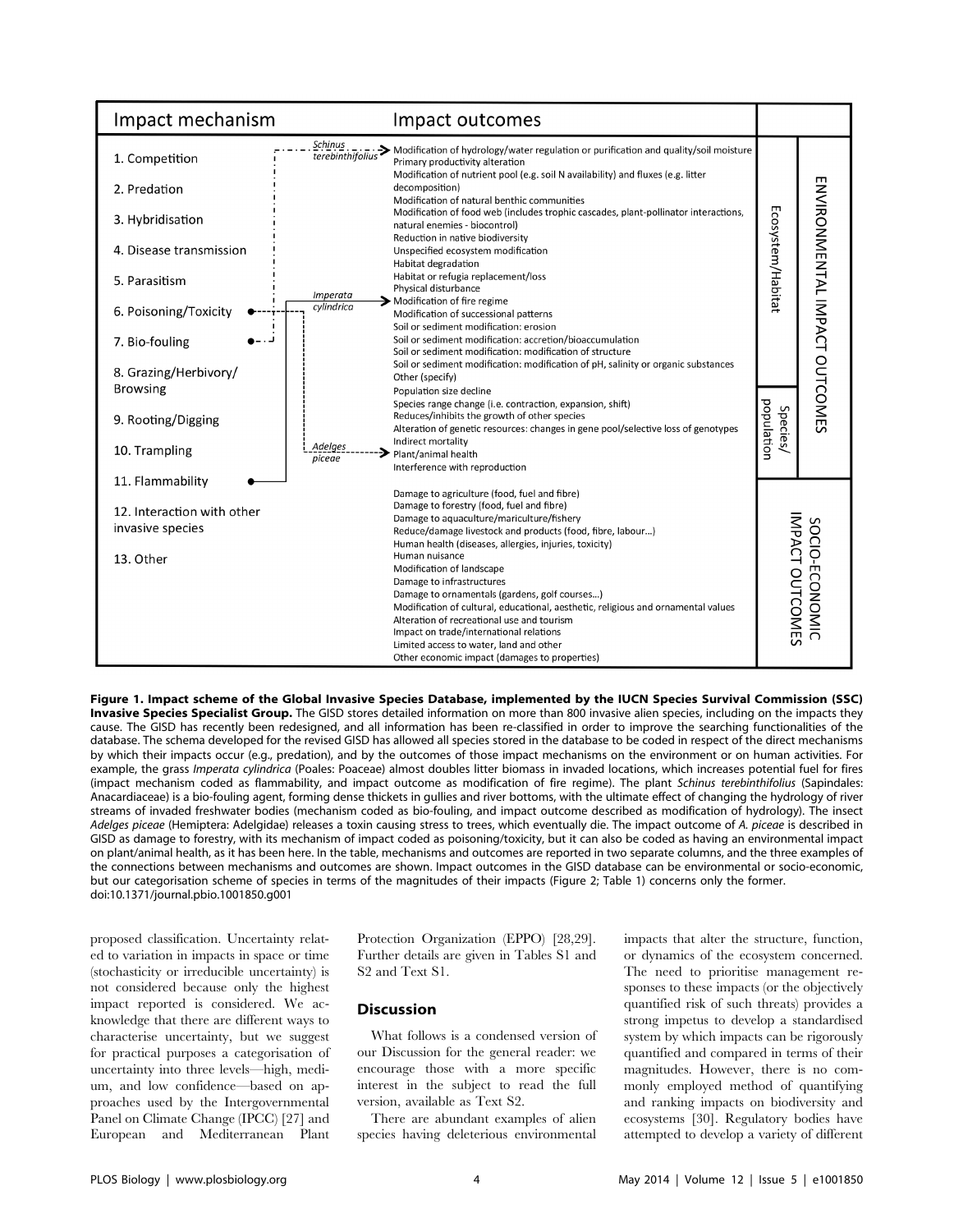Impact mechanism

1. Competition
2. Predation
3. Hybridisation
4. Disease transmission
5. Parasitism
6. Poisoning/Toxicity
7. Bio-fouling
8. Grazing/Herbivory/Browsing
9. Rooting/Digging
10. Trampling
11. Flammability
12. Interaction with other invasive species
13. Other

Schinus terebinthifolius

Imperata cylindrica

Adelges piceae

Impact outcomes

ENVIRONMENTAL IMPACT OUTCOMES

Ecosystem/Habitat

Modification of hydrology/water regulation or purification and quality/soil moisture
Primary productivity alteration
Modification of nutrient pool (e.g. soil N availability) and fluxes (e.g. litter decomposition)
Modification of natural benthic communities
Modification of food web (includes trophic cascades, plant-pollinator interactions, natural enemies - biocontrol)
Reduction in native biodiversity
Unspecified ecosystem modification
Habitat degradation
Habitat or refugia replacement/loss
Physical disturbance
Modification of fire regime
Modification of successional patterns
Soil or sediment modification: erosion
Soil or sediment modification: accretion/bioaccumulation
Soil or sediment modification: modification of structure
Soil or sediment modification: modification of pH, salinity or organic substances
Other (specify)

Species/population

Population size decline
Species range change (i.e. contraction, expansion, shift)
Reduces/inhibits the growth of other species
Alteration of genetic resources: changes in gene pool/selective loss of genotypes
Indirect mortality
Plant/animal health
Interference with reproduction

SOCIO-ECONOMIC IMPACT OUTCOMES

Damage to agriculture (food, fuel and fibre)
Damage to forestry (food, fuel and fibre)
Damage to aquaculture/mariculture/fishery
Reduce/damage livestock and products (food, fibre, labour...)
Human health (diseases, allergies, injuries, toxicity)
Human nuisance
Modification of landscape
Damage to infrastructures
Damage to ornamentals (gardens, golf courses...)
Modification of cultural, educational, aesthetic, religious and ornamental values
Alteration of recreational use and tourism
Impact on trade/international relations
Limited access to water, land and other
Other economic impact (damages to properties)

**Figure 1. Impact scheme of the Global Invasive Species Database, implemented by the IUCN Species Survival Commission (SSC) Invasive Species Specialist Group.** The GISD stores detailed information on more than 800 invasive alien species, including on the impacts they cause. The GISD has recently been redesigned, and all information has been re-classified in order to improve the searching functionalities of the database. The schema developed for the revised GISD has allowed all species stored in the database to be coded in respect of the direct mechanisms by which their impacts occur (e.g., predation), and by the outcomes of those impact mechanisms on the environment or on human activities. For example, the grass *Imperata cylindrica* (Poales: Poaceae) almost doubles litter biomass in invaded locations, which increases potential fuel for fires (impact mechanism coded as flammability, and impact outcome as modification of fire regime). The plant *Schinus terebinthifolius* (Sapindales: Anacardiaceae) is a bio-fouling agent, forming dense thickets in gullies and river bottoms, with the ultimate effect of changing the hydrology of river streams of invaded freshwater bodies (mechanism coded as bio-fouling, and impact outcome described as modification of hydrology). The insect *Adelges piceae* (Hemiptera: Adelgidae) releases a toxin causing stress to trees, which eventually die. The impact outcome of *A. piceae* is described in GISD as damage to forestry, with its mechanism of impact coded as poisoning/toxicity, but it can also be coded as having an environmental impact on plant/animal health, as it has been here. In the table, mechanisms and outcomes are reported in two separate columns, and the three examples of the connections between mechanisms and outcomes are shown. Impact outcomes in the GISD database can be environmental or socio-economic, but our categorisation scheme of species in terms of the magnitudes of their impacts (Figure 2; Table 1) concerns only the former.
doi:10.1371/journal.pbio.1001850.g001

proposed classification. Uncertainty related to variation in impacts in space or time (stochasticity or irreducible uncertainty) is not considered because only the highest impact reported is considered. We acknowledge that there are different ways to characterise uncertainty, but we suggest for practical purposes a categorisation of uncertainty into three levels—high, medium, and low confidence—based on approaches used by the Intergovernmental Panel on Climate Change (IPCC) [27] and European and Mediterranean Plant Protection Organization (EPPO) [28,29]. Further details are given in Tables S1 and S2 and Text S1.

## Discussion

What follows is a condensed version of our Discussion for the general reader: we encourage those with a more specific interest in the subject to read the full version, available as Text S2.

There are abundant examples of alien species having deleterious environmental impacts that alter the structure, function, or dynamics of the ecosystem concerned. The need to prioritise management responses to these impacts (or the objectively quantified risk of such threats) provides a strong impetus to develop a standardised system by which impacts can be rigorously quantified and compared in terms of their magnitudes. However, there is no commonly employed method of quantifying and ranking impacts on biodiversity and ecosystems [30]. Regulatory bodies have attempted to develop a variety of different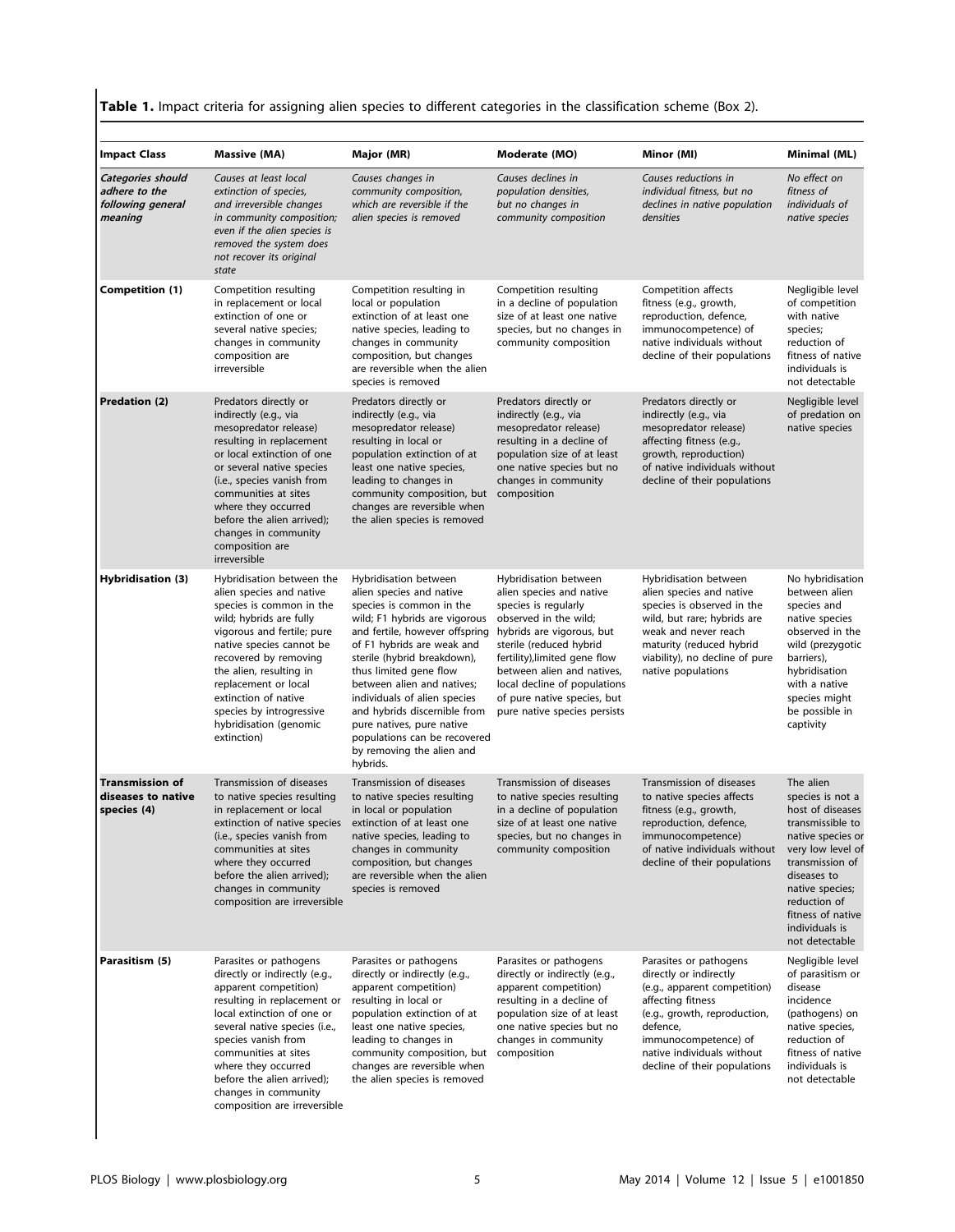**Table 1.** Impact criteria for assigning alien species to different categories in the classification scheme (Box 2).

| Impact Class | Massive (MA) | Major (MR) | Moderate (MO) | Minor (MI) | Minimal (ML) |
|---|---|---|---|---|---|
| ***Categories should adhere to the following general meaning*** | *Causes at least local extinction of species, and irreversible changes in community composition; even if the alien species is removed the system does not recover its original state* | *Causes changes in community composition, which are reversible if the alien species is removed* | *Causes declines in population densities, but no changes in community composition* | *Causes reductions in individual fitness, but no declines in native population densities* | *No effect on fitness of individuals of native species* |
| **Competition (1)** | Competition resulting in replacement or local extinction of one or several native species; changes in community composition are irreversible | Competition resulting in local or population extinction of at least one native species, leading to changes in community composition, but changes are reversible when the alien species is removed | Competition resulting in a decline of population size of at least one native species, but no changes in community composition | Competition affects fitness (e.g., growth, reproduction, defence, immunocompetence) of native individuals without decline of their populations | Negligible level of competition with native species; reduction of fitness of native individuals is not detectable |
| **Predation (2)** | Predators directly or indirectly (e.g., via mesopredator release) resulting in replacement or local extinction of one or several native species (i.e., species vanish from communities at sites where they occurred before the alien arrived); changes in community composition are irreversible | Predators directly or indirectly (e.g., via mesopredator release) resulting in local or population extinction of at least one native species, leading to changes in community composition, but changes are reversible when the alien species is removed | Predators directly or indirectly (e.g., via mesopredator release) resulting in a decline of population size of at least one native species but no changes in community composition | Predators directly or indirectly (e.g., via mesopredator release) affecting fitness (e.g., growth, reproduction) of native individuals without decline of their populations | Negligible level of predation on native species |
| **Hybridisation (3)** | Hybridisation between the alien species and native species is common in the wild; hybrids are fully vigorous and fertile; pure native species cannot be recovered by removing the alien, resulting in replacement or local extinction of native species by introgressive hybridisation (genomic extinction) | Hybridisation between alien species and native species is common in the wild; F1 hybrids are vigorous and fertile, however offspring of F1 hybrids are weak and sterile (hybrid breakdown), thus limited gene flow between alien and natives; individuals of alien species and hybrids discernible from pure natives, pure native populations can be recovered by removing the alien and hybrids. | Hybridisation between alien species and native species is regularly observed in the wild; hybrids are vigorous, but sterile (reduced hybrid fertility),limited gene flow between alien and natives, local decline of populations of pure native species, but pure native species persists | Hybridisation between alien species and native species is observed in the wild, but rare; hybrids are weak and never reach maturity (reduced hybrid viability), no decline of pure native populations | No hybridisation between alien species and native species observed in the wild (prezygotic barriers), hybridisation with a native species might be possible in captivity |
| **Transmission of diseases to native species (4)** | Transmission of diseases to native species resulting in replacement or local extinction of native species (i.e., species vanish from communities at sites where they occurred before the alien arrived); changes in community composition are irreversible | Transmission of diseases to native species resulting in local or population extinction of at least one native species, leading to changes in community composition, but changes are reversible when the alien species is removed | Transmission of diseases to native species resulting in a decline of population size of at least one native species, but no changes in community composition | Transmission of diseases to native species affects fitness (e.g., growth, reproduction, defence, immunocompetence) of native individuals without decline of their populations | The alien species is not a host of diseases transmissible to native species or very low level of transmission of diseases to native species; reduction of fitness of native individuals is not detectable |
| **Parasitism (5)** | Parasites or pathogens directly or indirectly (e.g., apparent competition) resulting in replacement or local extinction of one or several native species (i.e., species vanish from communities at sites where they occurred before the alien arrived); changes in community composition are irreversible | Parasites or pathogens directly or indirectly (e.g., apparent competition) resulting in local or population extinction of at least one native species, leading to changes in community composition, but changes are reversible when the alien species is removed | Parasites or pathogens directly or indirectly (e.g., apparent competition) resulting in a decline of population size of at least one native species but no changes in community composition | Parasites or pathogens directly or indirectly (e.g., apparent competition) affecting fitness (e.g., growth, reproduction, defence, immunocompetence) of native individuals without decline of their populations | Negligible level of parasitism or disease incidence (pathogens) on native species, reduction of fitness of native individuals is not detectable |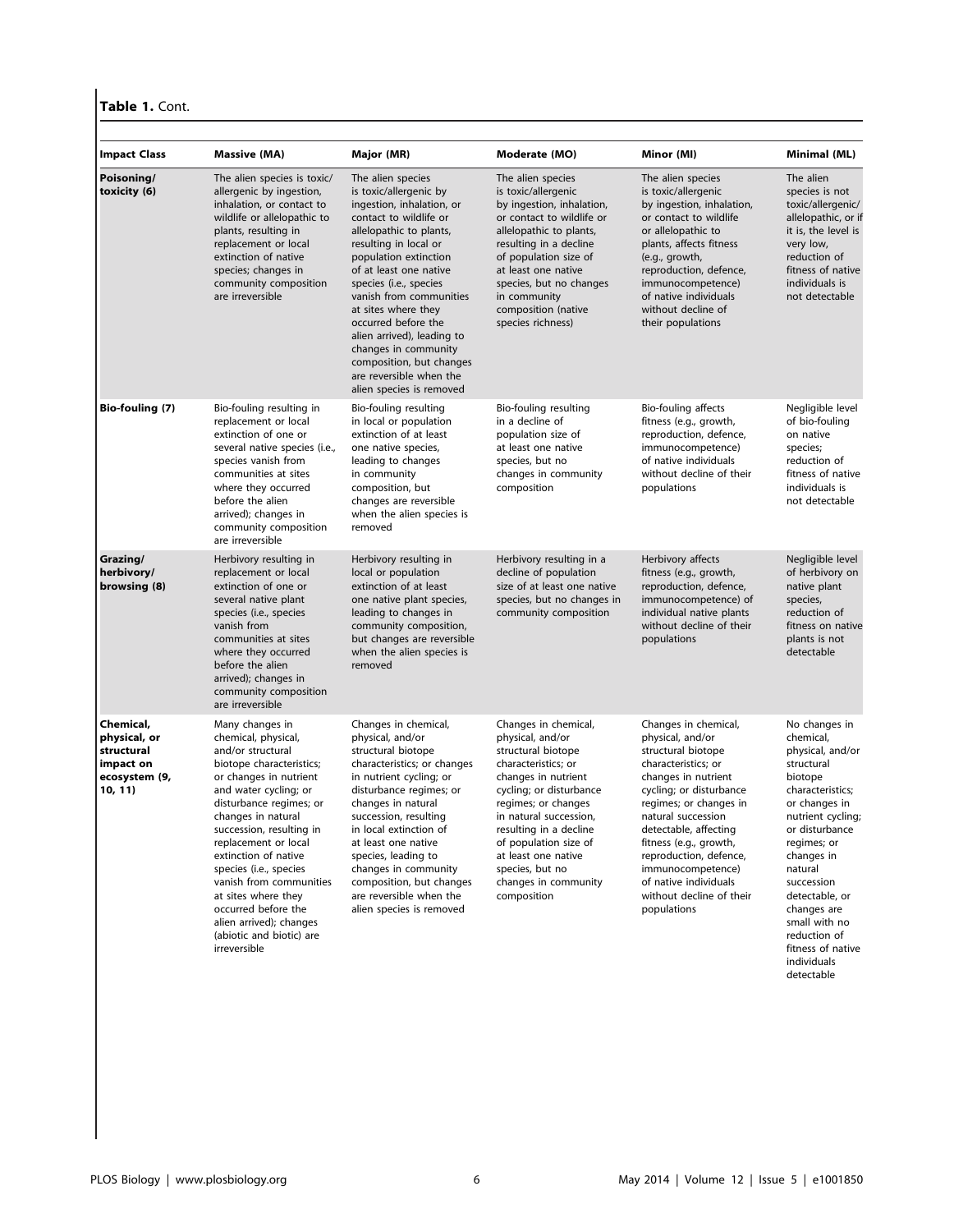**Table 1.** Cont.

| Impact Class | Massive (MA) | Major (MR) | Moderate (MO) | Minor (MI) | Minimal (ML) |
|---|---|---|---|---|---|
| **Poisoning/ toxicity (6)** | The alien species is toxic/ allergenic by ingestion, inhalation, or contact to wildlife or allelopathic to plants, resulting in replacement or local extinction of native species; changes in community composition are irreversible | The alien species is toxic/allergenic by ingestion, inhalation, or contact to wildlife or allelopathic to plants, resulting in local or population extinction of at least one native species (i.e., species vanish from communities at sites where they occurred before the alien arrived), leading to changes in community composition, but changes are reversible when the alien species is removed | The alien species is toxic/allergenic by ingestion, inhalation, or contact to wildlife or allelopathic to plants, resulting in a decline of population size of at least one native species, but no changes in community composition (native species richness) | The alien species is toxic/allergenic by ingestion, inhalation, or contact to wildlife or allelopathic to plants, affects fitness (e.g., growth, reproduction, defence, immunocompetence) of native individuals without decline of their populations | The alien species is not toxic/allergenic/ allelopathic, or if it is, the level is very low, reduction of fitness of native individuals is not detectable |
| **Bio-fouling (7)** | Bio-fouling resulting in replacement or local extinction of one or several native species (i.e., species vanish from communities at sites where they occurred before the alien arrived); changes in community composition are irreversible | Bio-fouling resulting in local or population extinction of at least one native species, leading to changes in community composition, but changes are reversible when the alien species is removed | Bio-fouling resulting in a decline of population size of at least one native species, but no changes in community composition | Bio-fouling affects fitness (e.g., growth, reproduction, defence, immunocompetence) of native individuals without decline of their populations | Negligible level of bio-fouling on native species; reduction of fitness of native individuals is not detectable |
| **Grazing/ herbivory/ browsing (8)** | Herbivory resulting in replacement or local extinction of one or several native plant species (i.e., species vanish from communities at sites where they occurred before the alien arrived); changes in community composition are irreversible | Herbivory resulting in local or population extinction of at least one native plant species, leading to changes in community composition, but changes are reversible when the alien species is removed | Herbivory resulting in a decline of population size of at least one native species, but no changes in community composition | Herbivory affects fitness (e.g., growth, reproduction, defence, immunocompetence) of individual native plants without decline of their populations | Negligible level of herbivory on native plant species, reduction of fitness on native plants is not detectable |
| **Chemical, physical, or structural impact on ecosystem (9, 10, 11)** | Many changes in chemical, physical, and/or structural biotope characteristics; or changes in nutrient and water cycling; or disturbance regimes; or changes in natural succession, resulting in replacement or local extinction of native species (i.e., species vanish from communities at sites where they occurred before the alien arrived); changes (abiotic and biotic) are irreversible | Changes in chemical, physical, and/or structural biotope characteristics; or changes in nutrient cycling; or disturbance regimes; or changes in natural succession, resulting in local extinction of at least one native species, leading to changes in community composition, but changes are reversible when the alien species is removed | Changes in chemical, physical, and/or structural biotope characteristics; or changes in nutrient cycling; or disturbance regimes; or changes in natural succession, resulting in a decline of population size of at least one native species, but no changes in community composition | Changes in chemical, physical, and/or structural biotope characteristics; or changes in nutrient cycling; or disturbance regimes; or changes in natural succession detectable, affecting fitness (e.g., growth, reproduction, defence, immunocompetence) of native individuals without decline of their populations | No changes in chemical, physical, and/or structural biotope characteristics; or changes in nutrient cycling; or disturbance regimes; or changes in natural succession detectable, or changes are small with no reduction of fitness of native individuals detectable |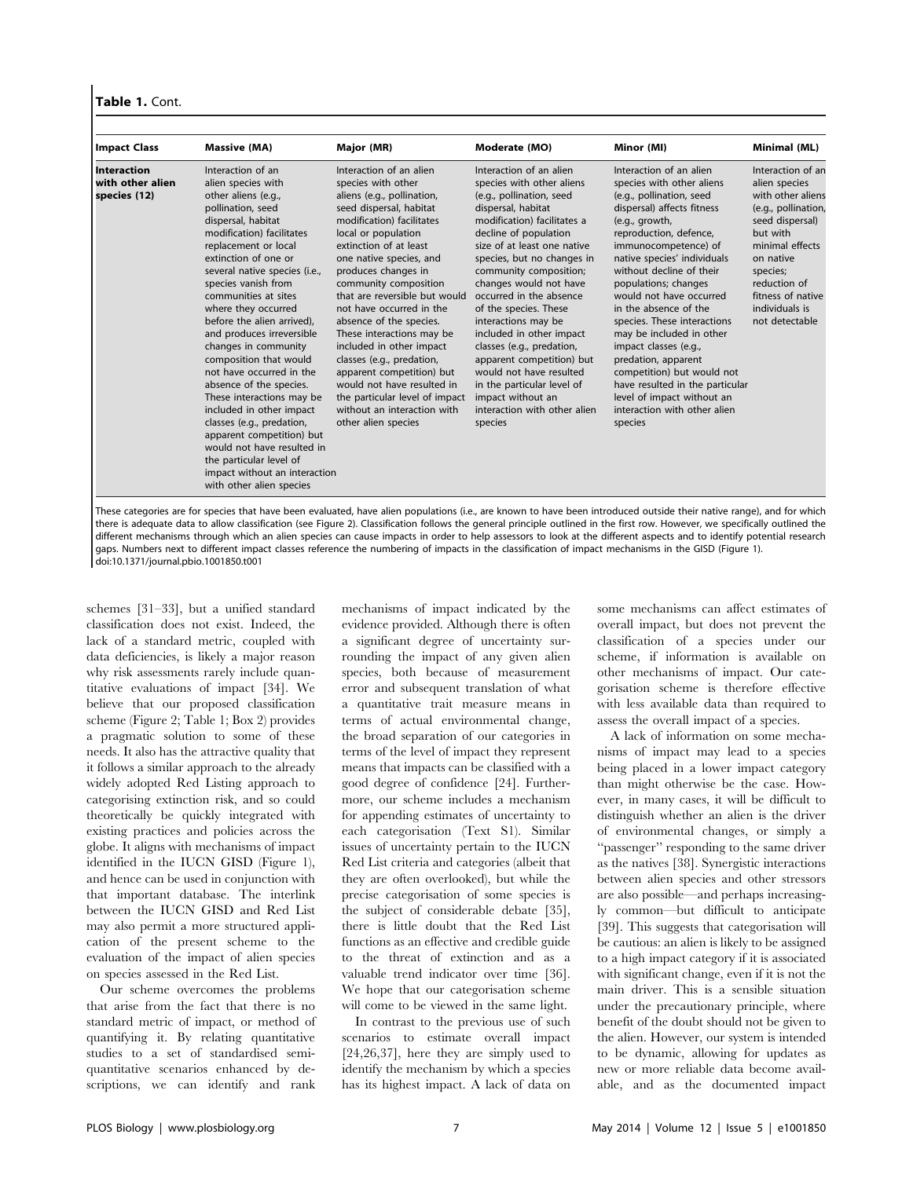**Table 1.** Cont.

| Impact Class | Massive (MA) | Major (MR) | Moderate (MO) | Minor (MI) | Minimal (ML) |
|---|---|---|---|---|---|
| **Interaction with other alien species (12)** | Interaction of an alien species with other aliens (e.g., pollination, seed dispersal, habitat modification) facilitates replacement or local extinction of one or several native species (i.e., species vanish from communities at sites where they occurred before the alien arrived), and produces irreversible changes in community composition that would not have occurred in the absence of the species. These interactions may be included in other impact classes (e.g., predation, apparent competition) but would not have resulted in the particular level of impact without an interaction with other alien species | Interaction of an alien species with other aliens (e.g., pollination, seed dispersal, habitat modification) facilitates local or population extinction of at least one native species, and produces changes in community composition that are reversible but would not have occurred in the absence of the species. These interactions may be included in other impact classes (e.g., predation, apparent competition) but would not have resulted in the particular level of impact without an interaction with other alien species | Interaction of an alien species with other aliens (e.g., pollination, seed dispersal, habitat modification) facilitates a decline of population size of at least one native species, but no changes in community composition; changes would not have occurred in the absence of the species. These interactions may be included in other impact classes (e.g., predation, apparent competition) but would not have resulted in the particular level of impact without an interaction with other alien species | Interaction of an alien species with other aliens (e.g., pollination, seed dispersal) affects fitness (e.g., growth, reproduction, defence, immunocompetence) of native species' individuals without decline of their populations; changes would not have occurred in the absence of the species. These interactions may be included in other impact classes (e.g., predation, apparent competition) but would not have resulted in the particular level of impact without an interaction with other alien species | Interaction of an alien species with other aliens (e.g., pollination, seed dispersal) but with minimal effects on native species; reduction of fitness of native individuals is not detectable |

These categories are for species that have been evaluated, have alien populations (i.e., are known to have been introduced outside their native range), and for which there is adequate data to allow classification (see Figure 2). Classification follows the general principle outlined in the first row. However, we specifically outlined the different mechanisms through which an alien species can cause impacts in order to help assessors to look at the different aspects and to identify potential research gaps. Numbers next to different impact classes reference the numbering of impacts in the classification of impact mechanisms in the GISD (Figure 1).
doi:10.1371/journal.pbio.1001850.t001

schemes [31–33], but a unified standard classification does not exist. Indeed, the lack of a standard metric, coupled with data deficiencies, is likely a major reason why risk assessments rarely include quantitative evaluations of impact [34]. We believe that our proposed classification scheme (Figure 2; Table 1; Box 2) provides a pragmatic solution to some of these needs. It also has the attractive quality that it follows a similar approach to the already widely adopted Red Listing approach to categorising extinction risk, and so could theoretically be quickly integrated with existing practices and policies across the globe. It aligns with mechanisms of impact identified in the IUCN GISD (Figure 1), and hence can be used in conjunction with that important database. The interlink between the IUCN GISD and Red List may also permit a more structured application of the present scheme to the evaluation of the impact of alien species on species assessed in the Red List.

Our scheme overcomes the problems that arise from the fact that there is no standard metric of impact, or method of quantifying it. By relating quantitative studies to a set of standardised semi-quantitative scenarios enhanced by descriptions, we can identify and rank mechanisms of impact indicated by the evidence provided. Although there is often a significant degree of uncertainty surrounding the impact of any given alien species, both because of measurement error and subsequent translation of what a quantitative trait measure means in terms of actual environmental change, the broad separation of our categories in terms of the level of impact they represent means that impacts can be classified with a good degree of confidence [24]. Furthermore, our scheme includes a mechanism for appending estimates of uncertainty to each categorisation (Text S1). Similar issues of uncertainty pertain to the IUCN Red List criteria and categories (albeit that they are often overlooked), but while the precise categorisation of some species is the subject of considerable debate [35], there is little doubt that the Red List functions as an effective and credible guide to the threat of extinction and as a valuable trend indicator over time [36]. We hope that our categorisation scheme will come to be viewed in the same light.

In contrast to the previous use of such scenarios to estimate overall impact [24,26,37], here they are simply used to identify the mechanism by which a species has its highest impact. A lack of data on some mechanisms can affect estimates of overall impact, but does not prevent the classification of a species under our scheme, if information is available on other mechanisms of impact. Our categorisation scheme is therefore effective with less available data than required to assess the overall impact of a species.

A lack of information on some mechanisms of impact may lead to a species being placed in a lower impact category than might otherwise be the case. However, in many cases, it will be difficult to distinguish whether an alien is the driver of environmental changes, or simply a "passenger" responding to the same driver as the natives [38]. Synergistic interactions between alien species and other stressors are also possible—and perhaps increasingly common—but difficult to anticipate [39]. This suggests that categorisation will be cautious: an alien is likely to be assigned to a high impact category if it is associated with significant change, even if it is not the main driver. This is a sensible situation under the precautionary principle, where benefit of the doubt should not be given to the alien. However, our system is intended to be dynamic, allowing for updates as new or more reliable data become available, and as the documented impact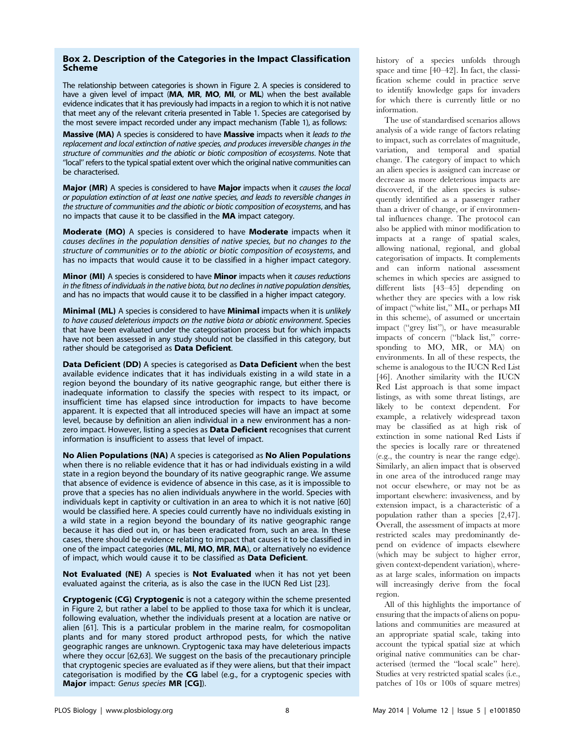### Box 2. Description of the Categories in the Impact Classification Scheme

The relationship between categories is shown in Figure 2. A species is considered to have a given level of impact (**MA**, **MR**, **MO**, **MI**, or **ML**) when the best available evidence indicates that it has previously had impacts in a region to which it is not native that meet any of the relevant criteria presented in Table 1. Species are categorised by the most severe impact recorded under any impact mechanism (Table 1), as follows:

**Massive (MA)** A species is considered to have **Massive** impacts when it *leads to the replacement and local extinction of native species, and produces irreversible changes in the structure of communities and the abiotic or biotic composition of ecosystems*. Note that "local" refers to the typical spatial extent over which the original native communities can be characterised.

**Major (MR)** A species is considered to have **Major** impacts when it *causes the local or population extinction of at least one native species, and leads to reversible changes in the structure of communities and the abiotic or biotic composition of ecosystems*, and has no impacts that cause it to be classified in the **MA** impact category.

**Moderate (MO)** A species is considered to have **Moderate** impacts when it *causes declines in the population densities of native species, but no changes to the structure of communities or to the abiotic or biotic composition of ecosystems*, and has no impacts that would cause it to be classified in a higher impact category.

**Minor (MI)** A species is considered to have **Minor** impacts when it *causes reductions in the fitness of individuals in the native biota, but no declines in native population densities*, and has no impacts that would cause it to be classified in a higher impact category.

**Minimal (ML)** A species is considered to have **Minimal** impacts when it is *unlikely to have caused deleterious impacts on the native biota or abiotic environment*. Species that have been evaluated under the categorisation process but for which impacts have not been assessed in any study should not be classified in this category, but rather should be categorised as **Data Deficient**.

**Data Deficient (DD)** A species is categorised as **Data Deficient** when the best available evidence indicates that it has individuals existing in a wild state in a region beyond the boundary of its native geographic range, but either there is inadequate information to classify the species with respect to its impact, or insufficient time has elapsed since introduction for impacts to have become apparent. It is expected that all introduced species will have an impact at some level, because by definition an alien individual in a new environment has a non-zero impact. However, listing a species as **Data Deficient** recognises that current information is insufficient to assess that level of impact.

**No Alien Populations (NA)** A species is categorised as **No Alien Populations** when there is no reliable evidence that it has or had individuals existing in a wild state in a region beyond the boundary of its native geographic range. We assume that absence of evidence is evidence of absence in this case, as it is impossible to prove that a species has no alien individuals anywhere in the world. Species with individuals kept in captivity or cultivation in an area to which it is not native [60] would be classified here. A species could currently have no individuals existing in a wild state in a region beyond the boundary of its native geographic range because it has died out in, or has been eradicated from, such an area. In these cases, there should be evidence relating to impact that causes it to be classified in one of the impact categories (**ML**, **MI**, **MO**, **MR**, **MA**), or alternatively no evidence of impact, which would cause it to be classified as **Data Deficient**.

**Not Evaluated (NE)** A species is **Not Evaluated** when it has not yet been evaluated against the criteria, as is also the case in the IUCN Red List [23].

**Cryptogenic (CG) Cryptogenic** is not a category within the scheme presented in Figure 2, but rather a label to be applied to those taxa for which it is unclear, following evaluation, whether the individuals present at a location are native or alien [61]. This is a particular problem in the marine realm, for cosmopolitan plants and for many stored product arthropod pests, for which the native geographic ranges are unknown. Cryptogenic taxa may have deleterious impacts where they occur [62,63]. We suggest on the basis of the precautionary principle that cryptogenic species are evaluated as if they were aliens, but that their impact categorisation is modified by the **CG** label (e.g., for a cryptogenic species with **Major** impact: *Genus species* **MR [CG]**).

history of a species unfolds through space and time [40–42]. In fact, the classification scheme could in practice serve to identify knowledge gaps for invaders for which there is currently little or no information.

The use of standardised scenarios allows analysis of a wide range of factors relating to impact, such as correlates of magnitude, variation, and temporal and spatial change. The category of impact to which an alien species is assigned can increase or decrease as more deleterious impacts are discovered, if the alien species is subsequently identified as a passenger rather than a driver of change, or if environmental influences change. The protocol can also be applied with minor modification to impacts at a range of spatial scales, allowing national, regional, and global categorisation of impacts. It complements and can inform national assessment schemes in which species are assigned to different lists [43–45] depending on whether they are species with a low risk of impact ("white list," ML, or perhaps MI in this scheme), of assumed or uncertain impact ("grey list"), or have measurable impacts of concern ("black list," corresponding to MO, MR, or MA) on environments. In all of these respects, the scheme is analogous to the IUCN Red List [46]. Another similarity with the IUCN Red List approach is that some impact listings, as with some threat listings, are likely to be context dependent. For example, a relatively widespread taxon may be classified as at high risk of extinction in some national Red Lists if the species is locally rare or threatened (e.g., the country is near the range edge). Similarly, an alien impact that is observed in one area of the introduced range may not occur elsewhere, or may not be as important elsewhere: invasiveness, and by extension impact, is a characteristic of a population rather than a species [2,47]. Overall, the assessment of impacts at more restricted scales may predominantly depend on evidence of impacts elsewhere (which may be subject to higher error, given context-dependent variation), whereas at large scales, information on impacts will increasingly derive from the focal region.

All of this highlights the importance of ensuring that the impacts of aliens on populations and communities are measured at an appropriate spatial scale, taking into account the typical spatial size at which original native communities can be characterised (termed the "local scale" here). Studies at very restricted spatial scales (i.e., patches of 10s or 100s of square metres)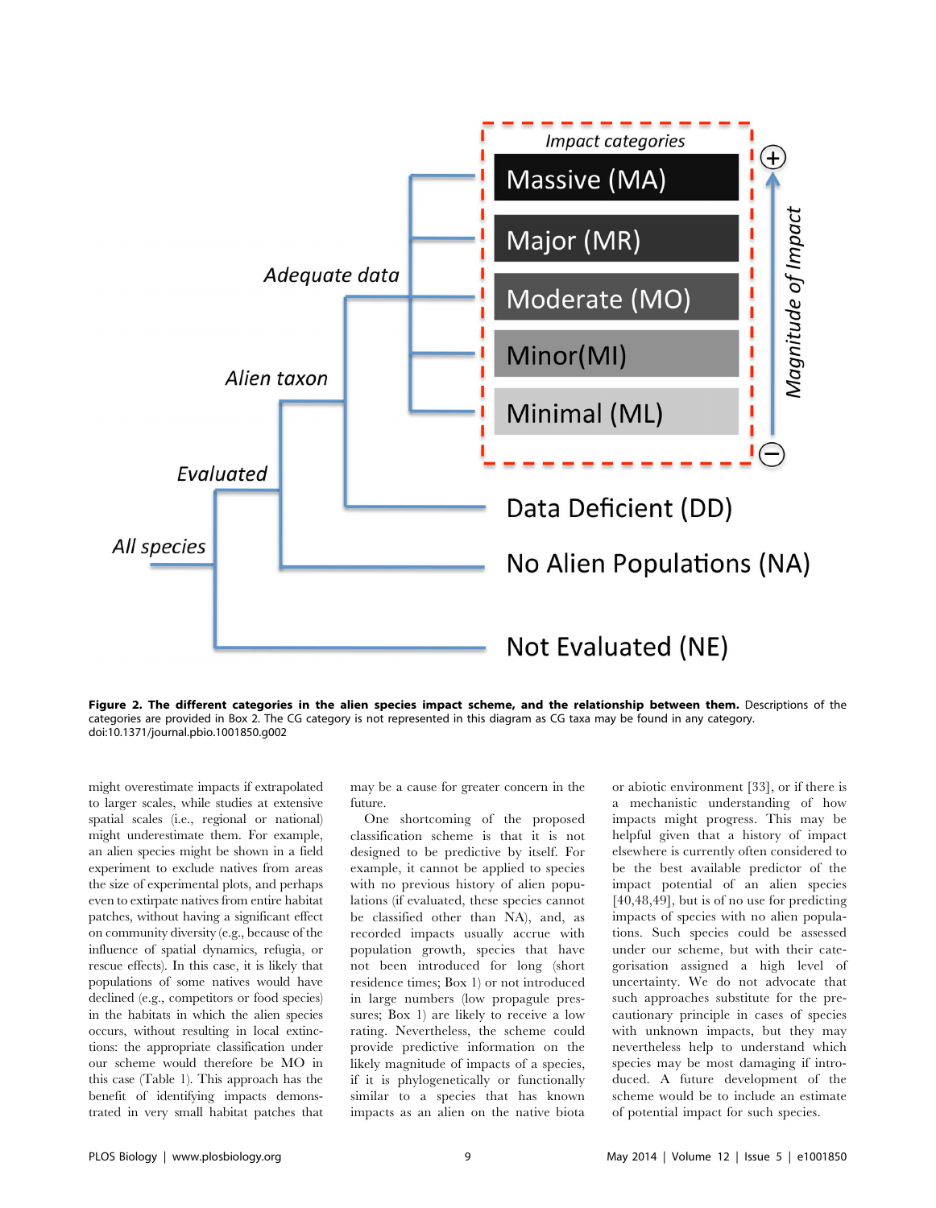Impact categories

Massive (MA)

Major (MR)

Moderate (MO)

Minor(MI)

Minimal (ML)

Magnitude of Impact

+

−

Adequate data

Alien taxon

Evaluated

All species

Data Deficient (DD)

No Alien Populations (NA)

Not Evaluated (NE)

**Figure 2. The different categories in the alien species impact scheme, and the relationship between them.** Descriptions of the categories are provided in Box 2. The CG category is not represented in this diagram as CG taxa may be found in any category.
doi:10.1371/journal.pbio.1001850.g002

might overestimate impacts if extrapolated to larger scales, while studies at extensive spatial scales (i.e., regional or national) might underestimate them. For example, an alien species might be shown in a field experiment to exclude natives from areas the size of experimental plots, and perhaps even to extirpate natives from entire habitat patches, without having a significant effect on community diversity (e.g., because of the influence of spatial dynamics, refugia, or rescue effects). In this case, it is likely that populations of some natives would have declined (e.g., competitors or food species) in the habitats in which the alien species occurs, without resulting in local extinctions: the appropriate classification under our scheme would therefore be MO in this case (Table 1). This approach has the benefit of identifying impacts demonstrated in very small habitat patches that may be a cause for greater concern in the future.

One shortcoming of the proposed classification scheme is that it is not designed to be predictive by itself. For example, it cannot be applied to species with no previous history of alien populations (if evaluated, these species cannot be classified other than NA), and, as recorded impacts usually accrue with population growth, species that have not been introduced for long (short residence times; Box 1) or not introduced in large numbers (low propagule pressures; Box 1) are likely to receive a low rating. Nevertheless, the scheme could provide predictive information on the likely magnitude of impacts of a species, if it is phylogenetically or functionally similar to a species that has known impacts as an alien on the native biota or abiotic environment [33], or if there is a mechanistic understanding of how impacts might progress. This may be helpful given that a history of impact elsewhere is currently often considered to be the best available predictor of the impact potential of an alien species [40,48,49], but is of no use for predicting impacts of species with no alien populations. Such species could be assessed under our scheme, but with their categorisation assigned a high level of uncertainty. We do not advocate that such approaches substitute for the precautionary principle in cases of species with unknown impacts, but they may nevertheless help to understand which species may be most damaging if introduced. A future development of the scheme would be to include an estimate of potential impact for such species.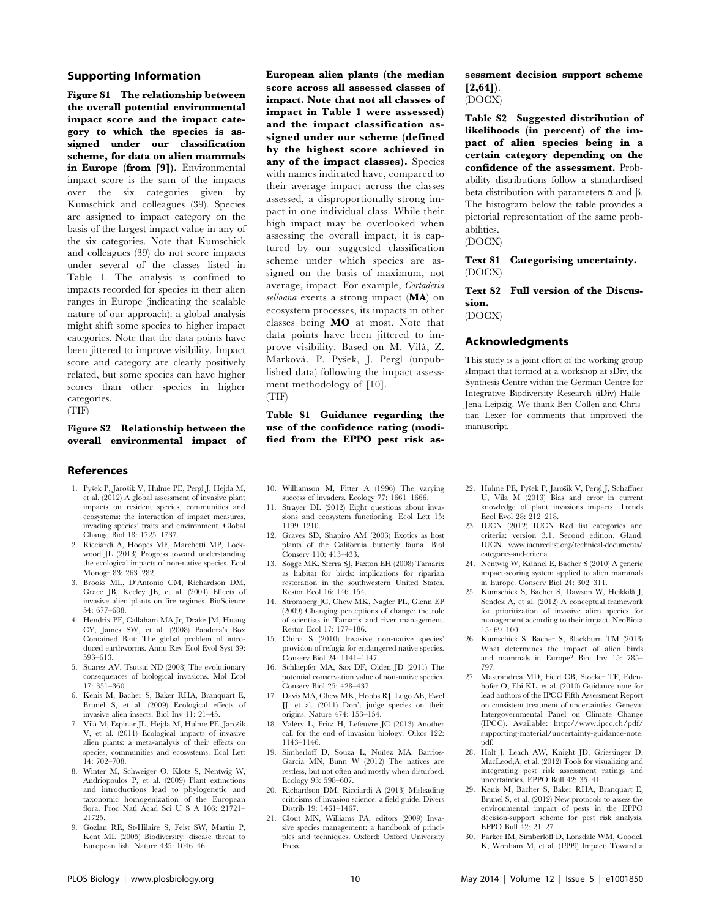## Supporting Information

**Figure S1 The relationship between the overall potential environmental impact score and the impact category to which the species is assigned under our classification scheme, for data on alien mammals in Europe (from [9]).** Environmental impact score is the sum of the impacts over the six categories given by Kumschick and colleagues (39). Species are assigned to impact category on the basis of the largest impact value in any of the six categories. Note that Kumschick and colleagues (39) do not score impacts under several of the classes listed in Table 1. The analysis is confined to impacts recorded for species in their alien ranges in Europe (indicating the scalable nature of our approach): a global analysis might shift some species to higher impact categories. Note that the data points have been jittered to improve visibility. Impact score and category are clearly positively related, but some species can have higher scores than other species in higher categories.
(TIF)

**Figure S2 Relationship between the overall environmental impact of European alien plants (the median score across all assessed classes of impact. Note that not all classes of impact in Table 1 were assessed) and the impact classification assigned under our scheme (defined by the highest score achieved in any of the impact classes).** Species with names indicated have, compared to their average impact across the classes assessed, a disproportionally strong impact in one individual class. While their high impact may be overlooked when assessing the overall impact, it is captured by our suggested classification scheme under which species are assigned on the basis of maximum, not average, impact. For example, *Cortaderia selloana* exerts a strong impact (**MA**) on ecosystem processes, its impacts in other classes being **MO** at most. Note that data points have been jittered to improve visibility. Based on M. Vilà, Z. Marková, P. Pyšek, J. Pergl (unpublished data) following the impact assessment methodology of [10].
(TIF)

**Table S1 Guidance regarding the use of the confidence rating (modified from the EPPO pest risk assessment decision support scheme [2,64]).**
(DOCX)

**Table S2 Suggested distribution of likelihoods (in percent) of the impact of alien species being in a certain category depending on the confidence of the assessment.** Probability distributions follow a standardised beta distribution with parameters $\alpha$ and $\beta$. The histogram below the table provides a pictorial representation of the same probabilities.
(DOCX)

**Text S1 Categorising uncertainty.**
(DOCX)

**Text S2 Full version of the Discussion.**
(DOCX)

## Acknowledgments

This study is a joint effort of the working group sImpact that formed at a workshop at sDiv, the Synthesis Centre within the German Centre for Integrative Biodiversity Research (iDiv) Halle-Jena-Leipzig. We thank Ben Collen and Christian Lexer for comments that improved the manuscript.

## References

1. Pyšek P, Jarošík V, Hulme PE, Pergl J, Hejda M, et al. (2012) A global assessment of invasive plant impacts on resident species, communities and ecosystems: the interaction of impact measures, invading species' traits and environment. Global Change Biol 18: 1725–1737.
2. Ricciardi A, Hoopes MF, Marchetti MP, Lockwood JL (2013) Progress toward understanding the ecological impacts of non-native species. Ecol Monogr 83: 263–282.
3. Brooks ML, D'Antonio CM, Richardson DM, Grace JB, Keeley JE, et al. (2004) Effects of invasive alien plants on fire regimes. BioScience 54: 677–688.
4. Hendrix PF, Callaham MA Jr, Drake JM, Huang CY, James SW, et al. (2008) Pandora's Box Contained Bait: The global problem of introduced earthworms. Annu Rev Ecol Evol Syst 39: 593–613.
5. Suarez AV, Tsutsui ND (2008) The evolutionary consequences of biological invasions. Mol Ecol 17: 351–360.
6. Kenis M, Bacher S, Baker RHA, Branquart E, Brunel S, et al. (2009) Ecological effects of invasive alien insects. Biol Inv 11: 21–45.
7. Vilà M, Espinar JL, Hejda M, Hulme PE, Jarošík V, et al. (2011) Ecological impacts of invasive alien plants: a meta-analysis of their effects on species, communities and ecosystems. Ecol Lett 14: 702–708.
8. Winter M, Schweiger O, Klotz S, Nentwig W, Andriopoulos P, et al. (2009) Plant extinctions and introductions lead to phylogenetic and taxonomic homogenization of the European flora. Proc Natl Acad Sci U S A 106: 21721–21725.
9. Gozlan RE, St-Hilaire S, Feist SW, Martin P, Kent ML (2005) Biodiversity: disease threat to European fish. Nature 435: 1046–46.
10. Williamson M, Fitter A (1996) The varying success of invaders. Ecology 77: 1661–1666.
11. Strayer DL (2012) Eight questions about invasions and ecosystem functioning. Ecol Lett 15: 1199–1210.
12. Graves SD, Shapiro AM (2003) Exotics as host plants of the California butterfly fauna. Biol Conserv 110: 413–433.
13. Sogge MK, Sferra SJ, Paxton EH (2008) Tamarix as habitat for birds: implications for riparian restoration in the southwestern United States. Restor Ecol 16: 146–154.
14. Stromberg JC, Chew MK, Nagler PL, Glenn EP (2009) Changing perceptions of change: the role of scientists in Tamarix and river management. Restor Ecol 17: 177–186.
15. Chiba S (2010) Invasive non-native species' provision of refugia for endangered native species. Conserv Biol 24: 1141–1147.
16. Schlaepfer MA, Sax DF, Olden JD (2011) The potential conservation value of non-native species. Conserv Biol 25: 428–437.
17. Davis MA, Chew MK, Hobbs RJ, Lugo AE, Ewel JJ, et al. (2011) Don't judge species on their origins. Nature 474: 153–154.
18. Valéry L, Fritz H, Lefeuvre JC (2013) Another call for the end of invasion biology. Oikos 122: 1143–1146.
19. Simberloff D, Souza L, Nuñez MA, Barrios-Garcia MN, Bunn W (2012) The natives are restless, but not often and mostly when disturbed. Ecology 93: 598–607.
20. Richardson DM, Ricciardi A (2013) Misleading criticisms of invasion science: a field guide. Divers Distrib 19: 1461–1467.
21. Clout MN, Williams PA, editors (2009) Invasive species management: a handbook of principles and techniques. Oxford: Oxford University Press.
22. Hulme PE, Pyšek P, Jarošík V, Pergl J, Schaffner U, Vila M (2013) Bias and error in current knowledge of plant invasions impacts. Trends Ecol Evol 28: 212–218.
23. IUCN (2012) IUCN Red list categories and criteria: version 3.1. Second edition. Gland: IUCN. www.iucnredlist.org/technical-documents/categories-and-criteria
24. Nentwig W, Kühnel E, Bacher S (2010) A generic impact-scoring system applied to alien mammals in Europe. Conserv Biol 24: 302–311.
25. Kumschick S, Bacher S, Dawson W, Heikkilä J, Sendek A, et al. (2012) A conceptual framework for prioritization of invasive alien species for management according to their impact. NeoBiota 15: 69–100.
26. Kumschick S, Bacher S, Blackburn TM (2013) What determines the impact of alien birds and mammals in Europe? Biol Inv 15: 785–797.
27. Mastrandrea MD, Field CB, Stocker TF, Edenhofer O, Ebi KL, et al. (2010) Guidance note for lead authors of the IPCC Fifth Assessment Report on consistent treatment of uncertainties. Geneva: Intergovernmental Panel on Climate Change (IPCC). Available: http://www.ipcc.ch/pdf/supporting-material/uncertainty-guidance-note.pdf.
28. Holt J, Leach AW, Knight JD, Griessinger D, MacLeod,A, et al. (2012) Tools for visualizing and integrating pest risk assessment ratings and uncertainties. EPPO Bull 42: 35–41.
29. Kenis M, Bacher S, Baker RHA, Branquart E, Brunel S, et al. (2012) New protocols to assess the environmental impact of pests in the EPPO decision-support scheme for pest risk analysis. EPPO Bull 42: 21–27.
30. Parker IM, Simberloff D, Lonsdale WM, Goodell K, Wonham M, et al. (1999) Impact: Toward a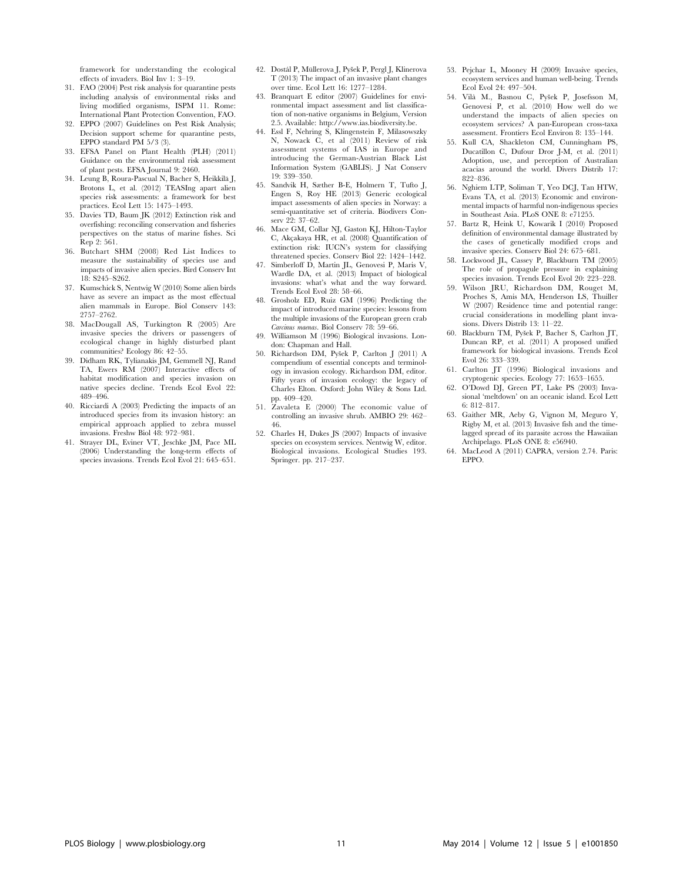framework for understanding the ecological effects of invaders. Biol Inv 1: 3–19.

31. FAO (2004) Pest risk analysis for quarantine pests including analysis of environmental risks and living modified organisms, ISPM 11. Rome: International Plant Protection Convention, FAO.
32. EPPO (2007) Guidelines on Pest Risk Analysis; Decision support scheme for quarantine pests, EPPO standard PM 5/3 (3).
33. EFSA Panel on Plant Health (PLH) (2011) Guidance on the environmental risk assessment of plant pests. EFSA Journal 9: 2460.
34. Leung B, Roura-Pascual N, Bacher S, Heikkilä J, Brotons L, et al. (2012) TEASIng apart alien species risk assessments: a framework for best practices. Ecol Lett 15: 1475–1493.
35. Davies TD, Baum JK (2012) Extinction risk and overfishing: reconciling conservation and fisheries perspectives on the status of marine fishes. Sci Rep 2: 561.
36. Butchart SHM (2008) Red List Indices to measure the sustainability of species use and impacts of invasive alien species. Bird Conserv Int 18: S245–S262.
37. Kumschick S, Nentwig W (2010) Some alien birds have as severe an impact as the most effectual alien mammals in Europe. Biol Conserv 143: 2757–2762.
38. MacDougall AS, Turkington R (2005) Are invasive species the drivers or passengers of ecological change in highly disturbed plant communities? Ecology 86: 42–55.
39. Didham RK, Tylianakis JM, Gemmell NJ, Rand TA, Ewers RM (2007) Interactive effects of habitat modification and species invasion on native species decline. Trends Ecol Evol 22: 489–496.
40. Ricciardi A (2003) Predicting the impacts of an introduced species from its invasion history: an empirical approach applied to zebra mussel invasions. Freshw Biol 48: 972–981.
41. Strayer DL, Eviner VT, Jeschke JM, Pace ML (2006) Understanding the long-term effects of species invasions. Trends Ecol Evol 21: 645–651.
42. Dostál P, Müllerova J, Pyšek P, Pergl J, Klinerova T (2013) The impact of an invasive plant changes over time. Ecol Lett 16: 1277–1284.
43. Branquart E editor (2007) Guidelines for environmental impact assessment and list classification of non-native organisms in Belgium, Version 2.5. Available: http://www.ias.biodiversity.be.
44. Essl F, Nehring S, Klingenstein F, Milasowszky N, Nowack C, et al (2011) Review of risk assessment systems of IAS in Europe and introducing the German-Austrian Black List Information System (GABLIS). J Nat Conserv 19: 339–350.
45. Sandvik H, Sæther B-E, Holmern T, Tufto J, Engen S, Roy HE (2013) Generic ecological impact assessments of alien species in Norway: a semi-quantitative set of criteria. Biodivers Conserv 22: 37–62.
46. Mace GM, Collar NJ, Gaston KJ, Hilton-Taylor C, Akçakaya HR, et al. (2008) Quantification of extinction risk: IUCN's system for classifying threatened species. Conserv Biol 22: 1424–1442.
47. Simberloff D, Martin JL, Genovesi P, Maris V, Wardle DA, et al. (2013) Impact of biological invasions: what's what and the way forward. Trends Ecol Evol 28: 58–66.
48. Grosholz ED, Ruiz GM (1996) Predicting the impact of introduced marine species: lessons from the multiple invasions of the European green crab *Carcinus maenas*. Biol Conserv 78: 59–66.
49. Williamson M (1996) Biological invasions. London: Chapman and Hall.
50. Richardson DM, Pyšek P, Carlton J (2011) A compendium of essential concepts and terminology in invasion ecology. Richardson DM, editor. Fifty years of invasion ecology: the legacy of Charles Elton. Oxford: John Wiley & Sons Ltd. pp. 409–420.
51. Zavaleta E (2000) The economic value of controlling an invasive shrub. AMBIO 29: 462–46.
52. Charles H, Dukes JS (2007) Impacts of invasive species on ecosystem services. Nentwig W, editor. Biological invasions. Ecological Studies 193. Springer. pp. 217–237.
53. Pejchar L, Mooney H (2009) Invasive species, ecosystem services and human well-being. Trends Ecol Evol 24: 497–504.
54. Vilà M., Basnou C, Pyšek P, Josefsson M, Genovesi P, et al. (2010) How well do we understand the impacts of alien species on ecosystem services? A pan-European cross-taxa assessment. Frontiers Ecol Environ 8: 135–144.
55. Kull CA, Shackleton CM, Cunningham PS, Ducatillon C, Dufour Dror J-M, et al. (2011) Adoption, use, and perception of Australian acacias around the world. Divers Distrib 17: 822–836.
56. Nghiem LTP, Soliman T, Yeo DCJ, Tan HTW, Evans TA, et al. (2013) Economic and environmental impacts of harmful non-indigenous species in Southeast Asia. PLoS ONE 8: e71255.
57. Bartz R, Heink U, Kowarik I (2010) Proposed definition of environmental damage illustrated by the cases of genetically modified crops and invasive species. Conserv Biol 24: 675–681.
58. Lockwood JL, Cassey P, Blackburn TM (2005) The role of propagule pressure in explaining species invasion. Trends Ecol Evol 20: 223–228.
59. Wilson JRU, Richardson DM, Rouget M, Proches S, Amis MA, Henderson LS, Thuiller W (2007) Residence time and potential range: crucial considerations in modelling plant invasions. Divers Distrib 13: 11–22.
60. Blackburn TM, Pyšek P, Bacher S, Carlton JT, Duncan RP, et al. (2011) A proposed unified framework for biological invasions. Trends Ecol Evol 26: 333–339.
61. Carlton JT (1996) Biological invasions and cryptogenic species. Ecology 77: 1653–1655.
62. O'Dowd DJ, Green PT, Lake PS (2003) Invasional 'meltdown' on an oceanic island. Ecol Lett 6: 812–817.
63. Gaither MR, Aeby G, Vignon M, Meguro Y, Rigby M, et al. (2013) Invasive fish and the time-lagged spread of its parasite across the Hawaiian Archipelago. PLoS ONE 8: e56940.
64. MacLeod A (2011) CAPRA, version 2.74. Paris: EPPO.